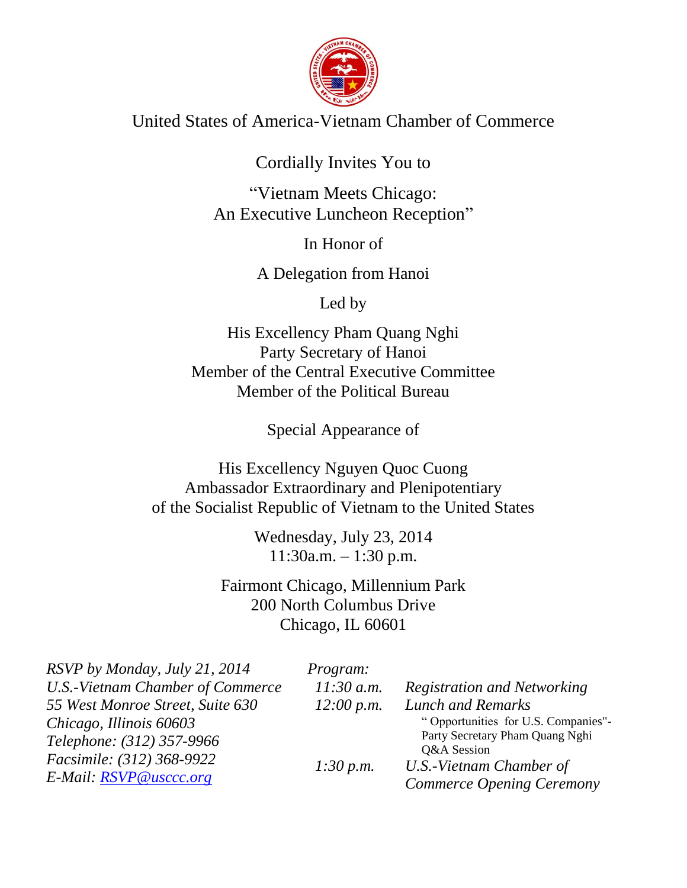# United States of America-Vietnam Chamber of Commerce

Cordially Invites You to

## "Vietnam Meets Chicago: An Executive Luncheon Reception"

In Honor of

A Delegation from Hanoi

Led by

His Excellency Pham Quang Nghi
Party Secretary of Hanoi
Member of the Central Executive Committee
Member of the Political Bureau

Special Appearance of

His Excellency Nguyen Quoc Cuong
Ambassador Extraordinary and Plenipotentiary
of the Socialist Republic of Vietnam to the United States

Wednesday, July 23, 2014
11:30a.m. – 1:30 p.m.

Fairmont Chicago, Millennium Park
200 North Columbus Drive
Chicago, IL 60601

*RSVP by Monday, July 21, 2014*
*U.S.-Vietnam Chamber of Commerce*
*55 West Monroe Street, Suite 630*
*Chicago, Illinois 60603*
*Telephone: (312) 357-9966*
*Facsimile: (312) 368-9922*
*E-Mail: RSVP@usccc.org*

*Program:*

| | |
|---|---|
| *11:30 a.m.* | *Registration and Networking* |
| *12:00 p.m.* | *Lunch and Remarks*<br>" Opportunities for U.S. Companies"- Party Secretary Pham Quang Nghi<br>Q&A Session |
| *1:30 p.m.* | *U.S.-Vietnam Chamber of Commerce Opening Ceremony* |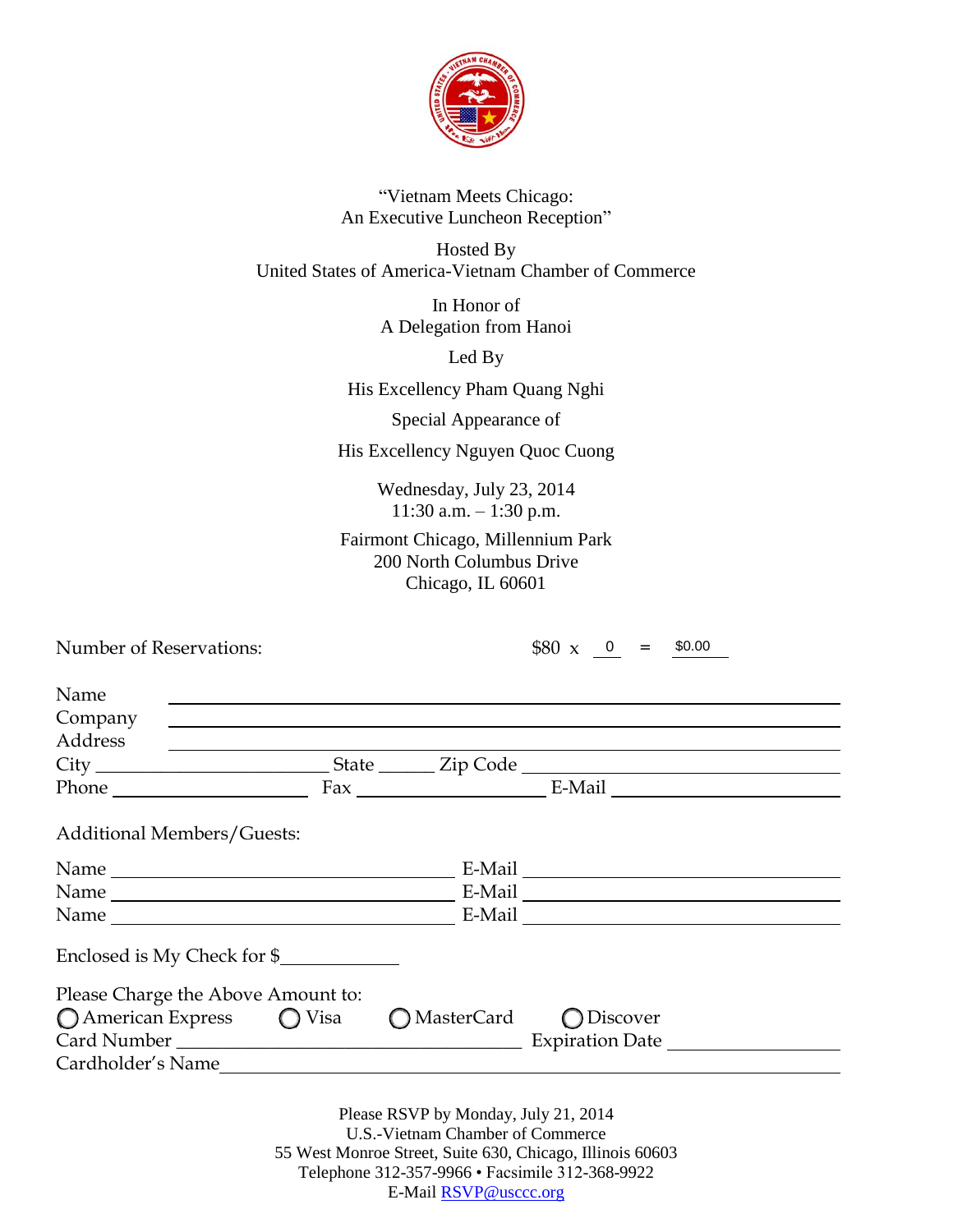"Vietnam Meets Chicago:
An Executive Luncheon Reception"

Hosted By
United States of America-Vietnam Chamber of Commerce

In Honor of
A Delegation from Hanoi

Led By

His Excellency Pham Quang Nghi

Special Appearance of

His Excellency Nguyen Quoc Cuong

Wednesday, July 23, 2014
11:30 a.m. – 1:30 p.m.

Fairmont Chicago, Millennium Park
200 North Columbus Drive
Chicago, IL 60601

Number of Reservations: $80 x 0 = $0.00

Name ______________________________

Company ______________________________

Address ______________________________

City ______________ State ______ Zip Code ______________

Phone ______________ Fax ______________ E-Mail ______________

Additional Members/Guests:

Name ______________________ E-Mail ______________________

Name ______________________ E-Mail ______________________

Name ______________________ E-Mail ______________________

Enclosed is My Check for $__________

Please Charge the Above Amount to:

◯ American Express ◯ Visa ◯ MasterCard ◯ Discover

Card Number ______________________ Expiration Date __________

Cardholder's Name ______________________________

Please RSVP by Monday, July 21, 2014
U.S.-Vietnam Chamber of Commerce
55 West Monroe Street, Suite 630, Chicago, Illinois 60603
Telephone 312-357-9966 • Facsimile 312-368-9922
E-Mail RSVP@usccc.org